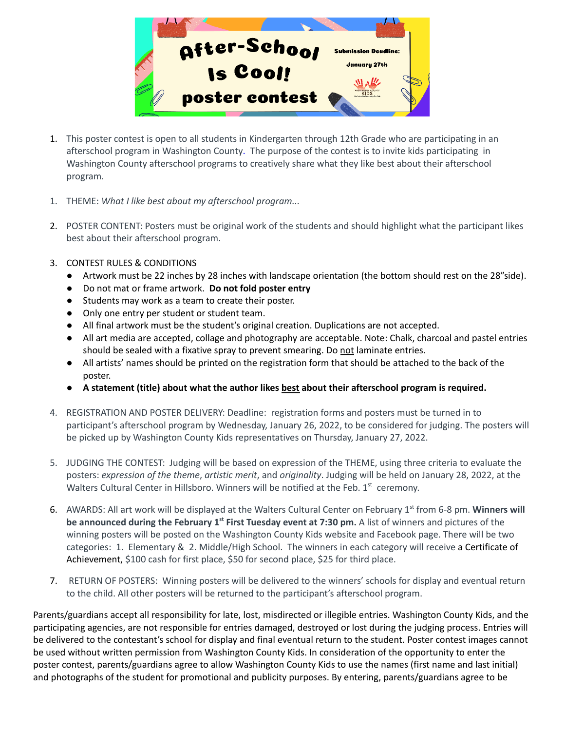# After-School Is Cool! poster contest

**Submission Deadline: January 27th**

1. This poster contest is open to all students in Kindergarten through 12th Grade who are participating in an afterschool program in Washington County. The purpose of the contest is to invite kids participating in Washington County afterschool programs to creatively share what they like best about their afterschool program.

1. THEME: *What I like best about my afterschool program...*

2. POSTER CONTENT: Posters must be original work of the students and should highlight what the participant likes best about their afterschool program.

3. CONTEST RULES & CONDITIONS
   - Artwork must be 22 inches by 28 inches with landscape orientation (the bottom should rest on the 28"side).
   - Do not mat or frame artwork. **Do not fold poster entry**
   - Students may work as a team to create their poster.
   - Only one entry per student or student team.
   - All final artwork must be the student's original creation. Duplications are not accepted.
   - All art media are accepted, collage and photography are acceptable. Note: Chalk, charcoal and pastel entries should be sealed with a fixative spray to prevent smearing. Do not laminate entries.
   - All artists' names should be printed on the registration form that should be attached to the back of the poster.
   - **A statement (title) about what the author likes best about their afterschool program is required.**

4. REGISTRATION AND POSTER DELIVERY: Deadline: registration forms and posters must be turned in to participant's afterschool program by Wednesday, January 26, 2022, to be considered for judging. The posters will be picked up by Washington County Kids representatives on Thursday, January 27, 2022.

5. JUDGING THE CONTEST: Judging will be based on expression of the THEME, using three criteria to evaluate the posters: *expression of the theme*, *artistic merit*, and *originality*. Judging will be held on January 28, 2022, at the Walters Cultural Center in Hillsboro. Winners will be notified at the Feb. 1st ceremony.

6. AWARDS: All art work will be displayed at the Walters Cultural Center on February 1st from 6-8 pm. **Winners will be announced during the February 1st First Tuesday event at 7:30 pm.** A list of winners and pictures of the winning posters will be posted on the Washington County Kids website and Facebook page. There will be two categories: 1. Elementary & 2. Middle/High School. The winners in each category will receive a Certificate of Achievement, $100 cash for first place, $50 for second place, $25 for third place.

7. RETURN OF POSTERS: Winning posters will be delivered to the winners' schools for display and eventual return to the child. All other posters will be returned to the participant's afterschool program.

Parents/guardians accept all responsibility for late, lost, misdirected or illegible entries. Washington County Kids, and the participating agencies, are not responsible for entries damaged, destroyed or lost during the judging process. Entries will be delivered to the contestant's school for display and final eventual return to the student. Poster contest images cannot be used without written permission from Washington County Kids. In consideration of the opportunity to enter the poster contest, parents/guardians agree to allow Washington County Kids to use the names (first name and last initial) and photographs of the student for promotional and publicity purposes. By entering, parents/guardians agree to be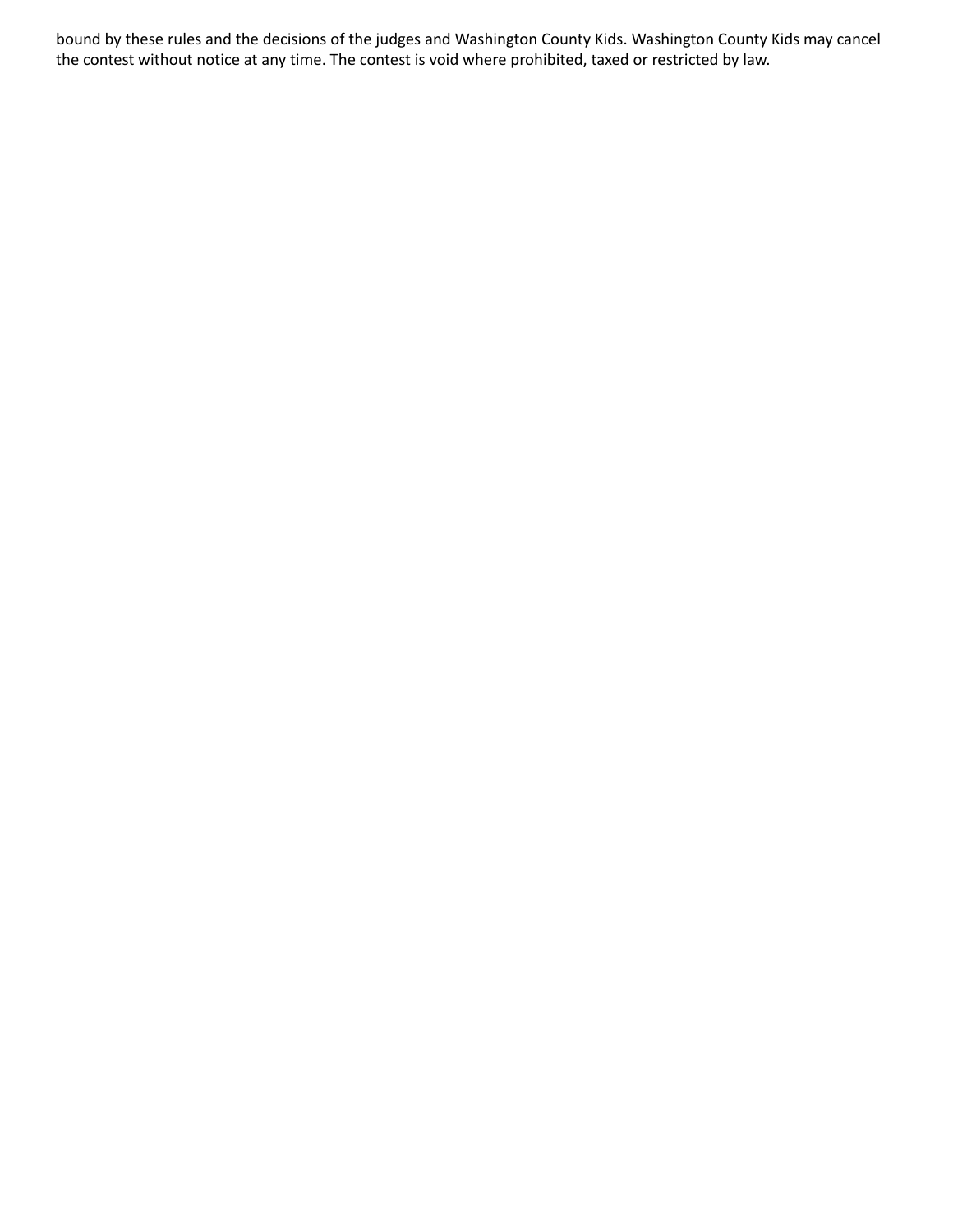bound by these rules and the decisions of the judges and Washington County Kids. Washington County Kids may cancel the contest without notice at any time. The contest is void where prohibited, taxed or restricted by law.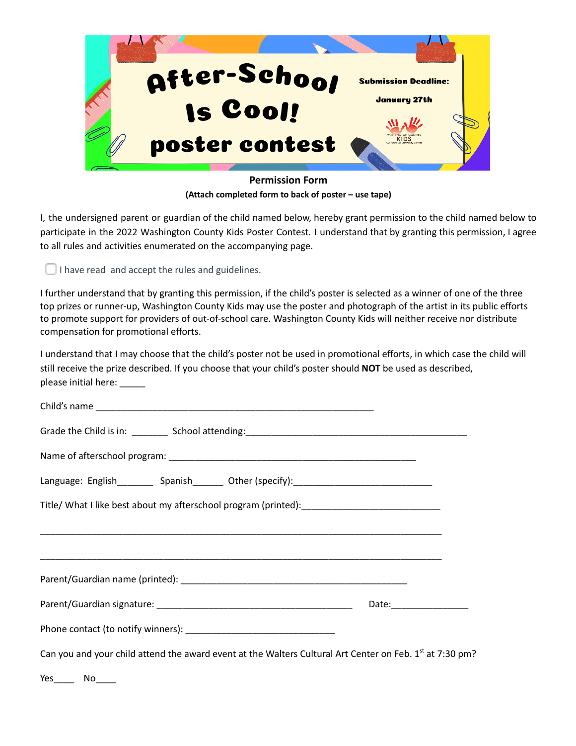# After-School Is Cool! poster contest

**Submission Deadline:**

**January 27th**

WASHINGTON COUNTY KIDS

## Permission Form

**(Attach completed form to back of poster – use tape)**

I, the undersigned parent or guardian of the child named below, hereby grant permission to the child named below to participate in the 2022 Washington County Kids Poster Contest. I understand that by granting this permission, I agree to all rules and activities enumerated on the accompanying page.

☐ I have read and accept the rules and guidelines.

I further understand that by granting this permission, if the child's poster is selected as a winner of one of the three top prizes or runner-up, Washington County Kids may use the poster and photograph of the artist in its public efforts to promote support for providers of out-of-school care. Washington County Kids will neither receive nor distribute compensation for promotional efforts.

I understand that I may choose that the child's poster not be used in promotional efforts, in which case the child will still receive the prize described. If you choose that your child's poster should **NOT** be used as described, please initial here: _____

Child's name ________________________________________________________

Grade the Child is in: _______ School attending:___________________________________________

Name of afterschool program: ________________________________________________

Language: English_______ Spanish______ Other (specify):___________________________

Title/ What I like best about my afterschool program (printed):___________________________

______________________________________________________________________________

______________________________________________________________________________

Parent/Guardian name (printed): ____________________________________________

Parent/Guardian signature: ______________________________________ Date:_______________

Phone contact (to notify winners): ______________________________

Can you and your child attend the award event at the Walters Cultural Art Center on Feb. 1st at 7:30 pm?

Yes____ No____